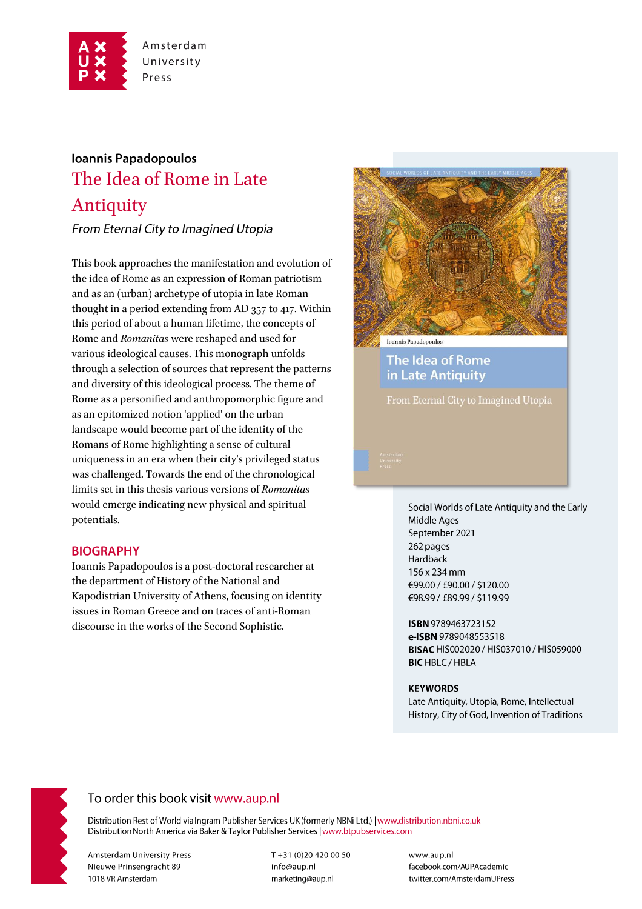Amsterdam University Press

**Ioannis Papadopoulos**

# The Idea of Rome in Late Antiquity

*From Eternal City to Imagined Utopia*

This book approaches the manifestation and evolution of the idea of Rome as an expression of Roman patriotism and as an (urban) archetype of utopia in late Roman thought in a period extending from AD 357 to 417. Within this period of about a human lifetime, the concepts of Rome and *Romanitas* were reshaped and used for various ideological causes. This monograph unfolds through a selection of sources that represent the patterns and diversity of this ideological process. The theme of Rome as a personified and anthropomorphic figure and as an epitomized notion 'applied' on the urban landscape would become part of the identity of the Romans of Rome highlighting a sense of cultural uniqueness in an era when their city's privileged status was challenged. Towards the end of the chronological limits set in this thesis various versions of *Romanitas* would emerge indicating new physical and spiritual potentials.

## BIOGRAPHY

Ioannis Papadopoulos is a post-doctoral researcher at the department of History of the National and Kapodistrian University of Athens, focusing on identity issues in Roman Greece and on traces of anti-Roman discourse in the works of the Second Sophistic.

Social Worlds of Late Antiquity and the Early Middle Ages
September 2021
262 pages
Hardback
156 x 234 mm
€99.00 / £90.00 / $120.00
€98.99 / £89.99 / $119.99

**ISBN** 9789463723152
**e-ISBN** 9789048553518
**BISAC** HIS002020 / HIS037010 / HIS059000
**BIC** HBLC / HBLA

**KEYWORDS**
Late Antiquity, Utopia, Rome, Intellectual History, City of God, Invention of Traditions

To order this book visit www.aup.nl

Distribution Rest of World via Ingram Publisher Services UK (formerly NBNi Ltd.) | www.distribution.nbni.co.uk
Distribution North America via Baker & Taylor Publisher Services | www.btpubservices.com

Amsterdam University Press
Nieuwe Prinsengracht 89
1018 VR Amsterdam

T +31 (0)20 420 00 50
info@aup.nl
marketing@aup.nl

www.aup.nl
facebook.com/AUPAcademic
twitter.com/AmsterdamUPress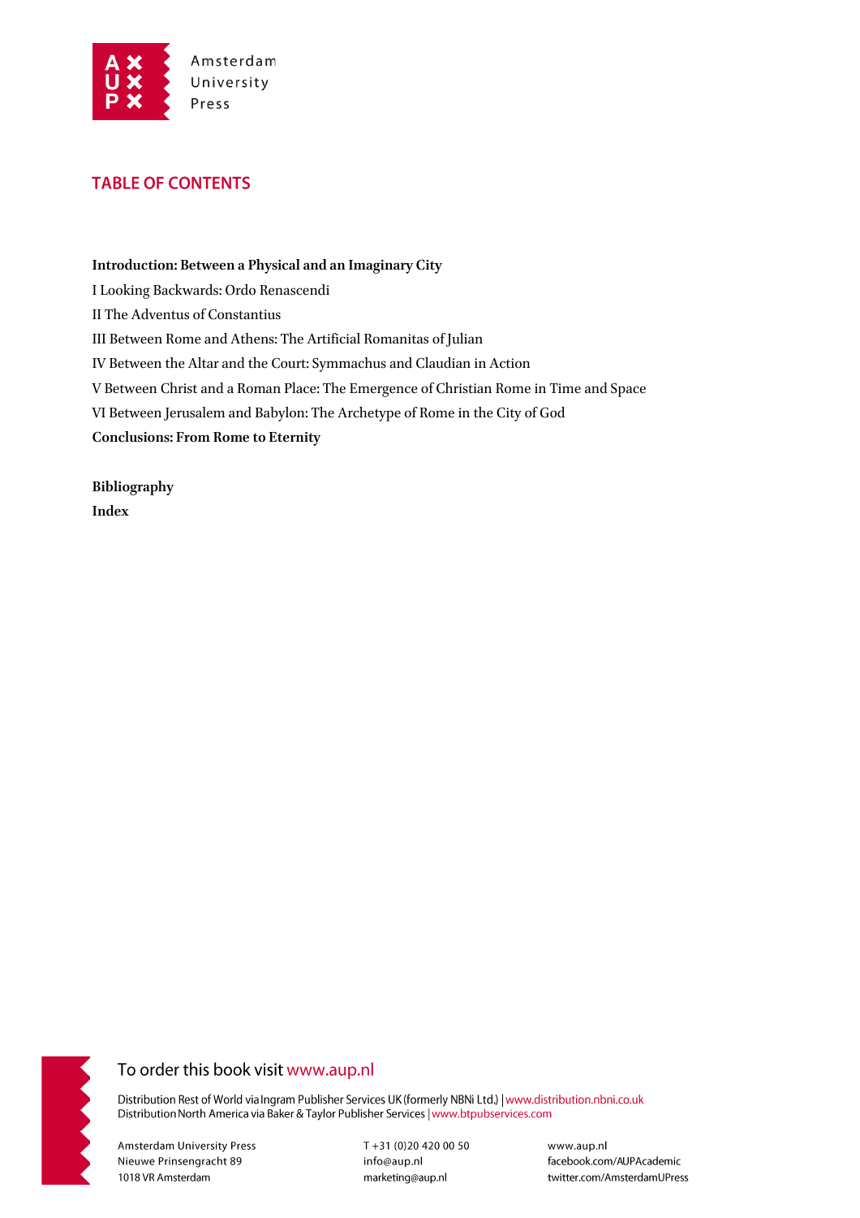## TABLE OF CONTENTS

**Introduction: Between a Physical and an Imaginary City**

I Looking Backwards: Ordo Renascendi

II The Adventus of Constantius

III Between Rome and Athens: The Artificial Romanitas of Julian

IV Between the Altar and the Court: Symmachus and Claudian in Action

V Between Christ and a Roman Place: The Emergence of Christian Rome in Time and Space

VI Between Jerusalem and Babylon: The Archetype of Rome in the City of God

**Conclusions: From Rome to Eternity**

**Bibliography**

**Index**

To order this book visit www.aup.nl

Distribution Rest of World via Ingram Publisher Services UK (formerly NBNi Ltd.) | www.distribution.nbni.co.uk
Distribution North America via Baker & Taylor Publisher Services | www.btpubservices.com

Amsterdam University Press
Nieuwe Prinsengracht 89
1018 VR Amsterdam

T +31 (0)20 420 00 50
info@aup.nl
marketing@aup.nl

www.aup.nl
facebook.com/AUPAcademic
twitter.com/AmsterdamUPress